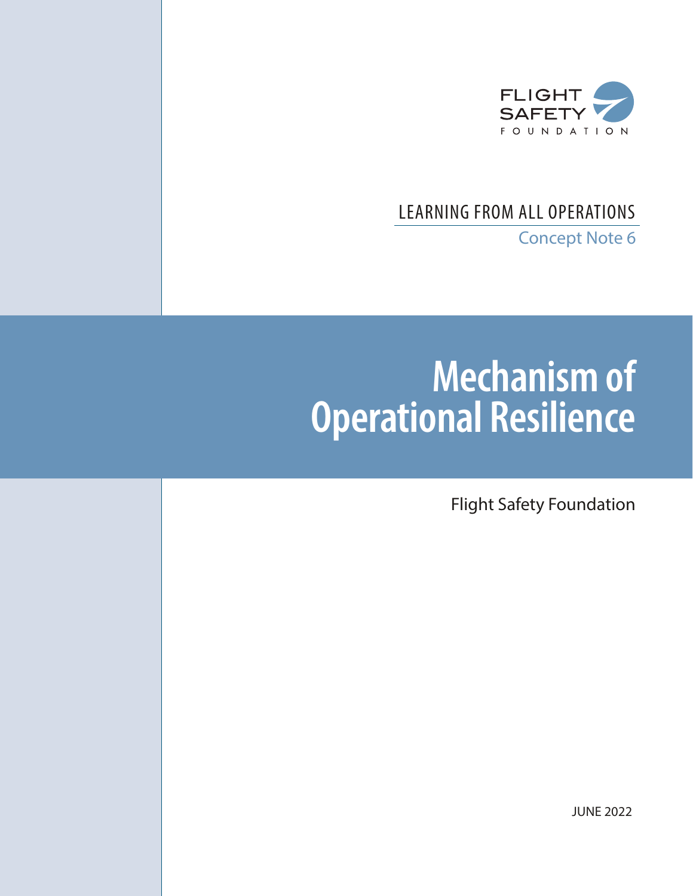FLIGHT SAFETY FOUNDATION

LEARNING FROM ALL OPERATIONS

Concept Note 6

# Mechanism of Operational Resilience

Flight Safety Foundation

JUNE 2022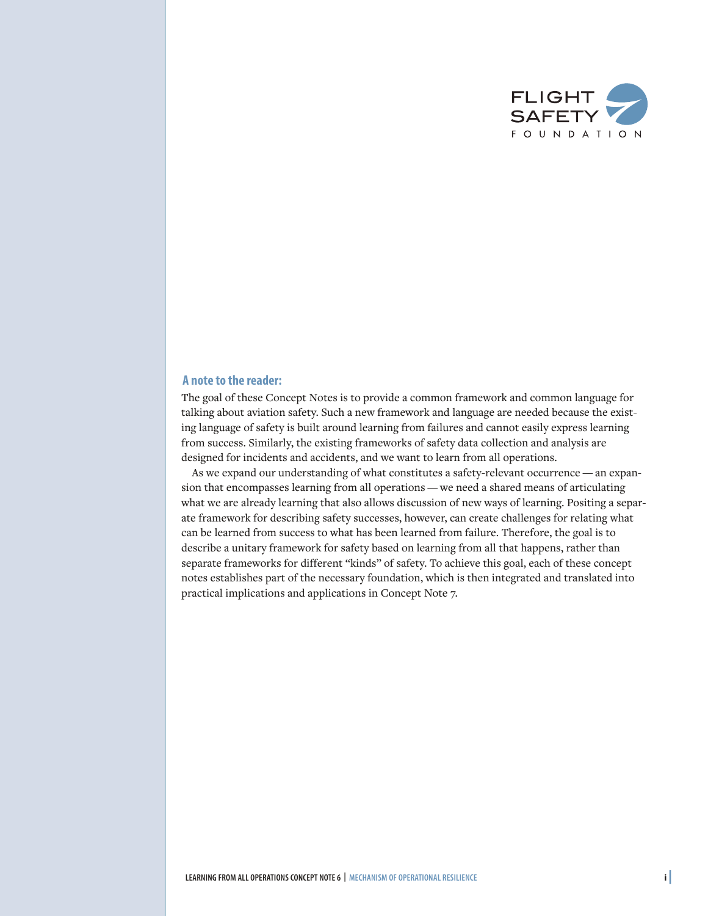## A note to the reader:

The goal of these Concept Notes is to provide a common framework and common language for talking about aviation safety. Such a new framework and language are needed because the existing language of safety is built around learning from failures and cannot easily express learning from success. Similarly, the existing frameworks of safety data collection and analysis are designed for incidents and accidents, and we want to learn from all operations.

As we expand our understanding of what constitutes a safety-relevant occurrence — an expansion that encompasses learning from all operations — we need a shared means of articulating what we are already learning that also allows discussion of new ways of learning. Positing a separate framework for describing safety successes, however, can create challenges for relating what can be learned from success to what has been learned from failure. Therefore, the goal is to describe a unitary framework for safety based on learning from all that happens, rather than separate frameworks for different "kinds" of safety. To achieve this goal, each of these concept notes establishes part of the necessary foundation, which is then integrated and translated into practical implications and applications in Concept Note 7.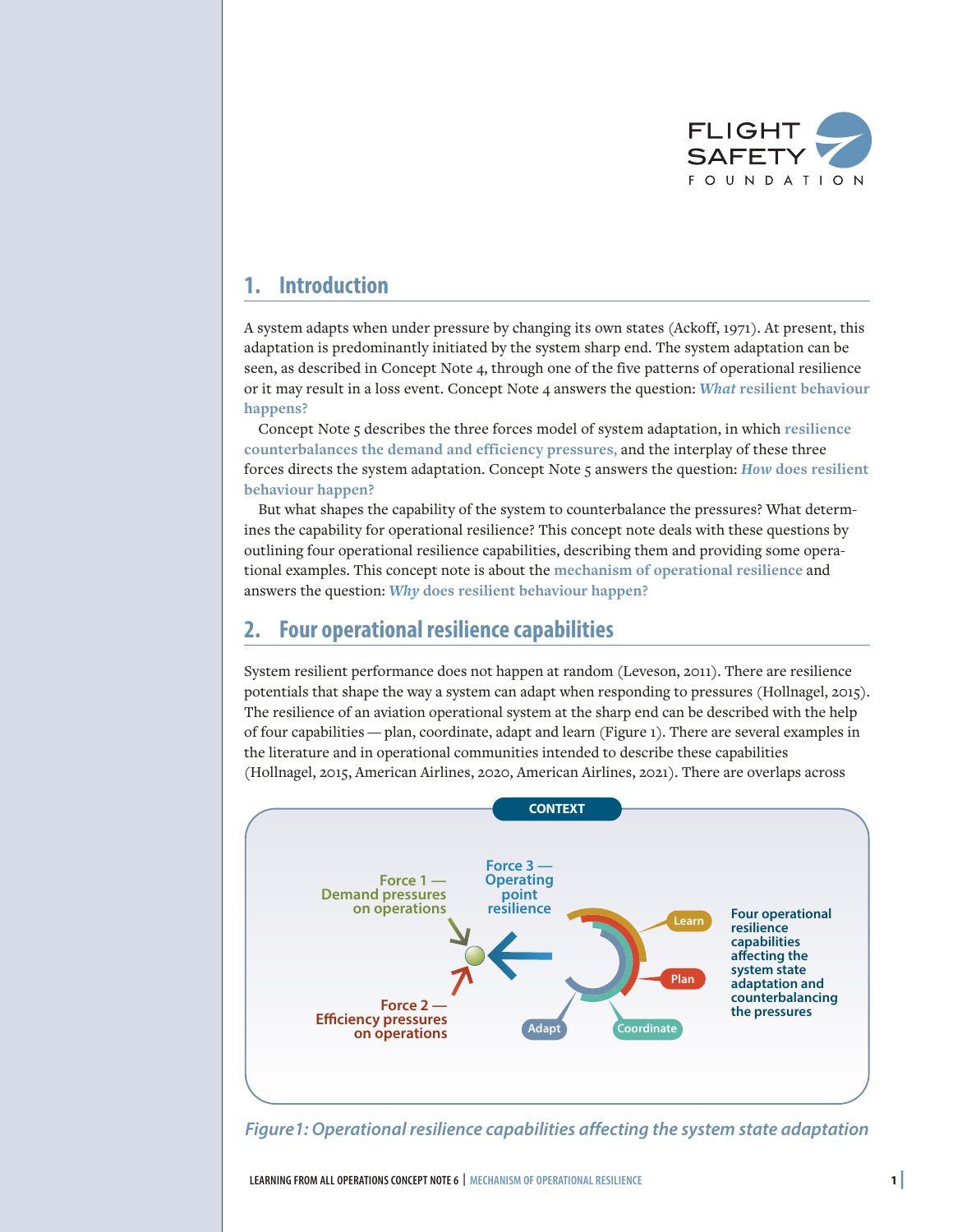## 1. Introduction

A system adapts when under pressure by changing its own states (Ackoff, 1971). At present, this adaptation is predominantly initiated by the system sharp end. The system adaptation can be seen, as described in Concept Note 4, through one of the five patterns of operational resilience or it may result in a loss event. Concept Note 4 answers the question: ***What* resilient behaviour happens?**

Concept Note 5 describes the three forces model of system adaptation, in which **resilience counterbalances the demand and efficiency pressures,** and the interplay of these three forces directs the system adaptation. Concept Note 5 answers the question: ***How* does resilient behaviour happen?**

But what shapes the capability of the system to counterbalance the pressures? What determines the capability for operational resilience? This concept note deals with these questions by outlining four operational resilience capabilities, describing them and providing some operational examples. This concept note is about the **mechanism of operational resilience** and answers the question: ***Why* does resilient behaviour happen?**

## 2. Four operational resilience capabilities

System resilient performance does not happen at random (Leveson, 2011). There are resilience potentials that shape the way a system can adapt when responding to pressures (Hollnagel, 2015). The resilience of an aviation operational system at the sharp end can be described with the help of four capabilities — plan, coordinate, adapt and learn (Figure 1). There are several examples in the literature and in operational communities intended to describe these capabilities (Hollnagel, 2015, American Airlines, 2020, American Airlines, 2021). There are overlaps across

CONTEXT

Force 1 — Demand pressures on operations

Force 2 — Efficiency pressures on operations

Force 3 — Operating point resilience

Learn

Plan

Adapt

Coordinate

Four operational resilience capabilities affecting the system state adaptation and counterbalancing the pressures

*Figure 1: Operational resilience capabilities affecting the system state adaptation*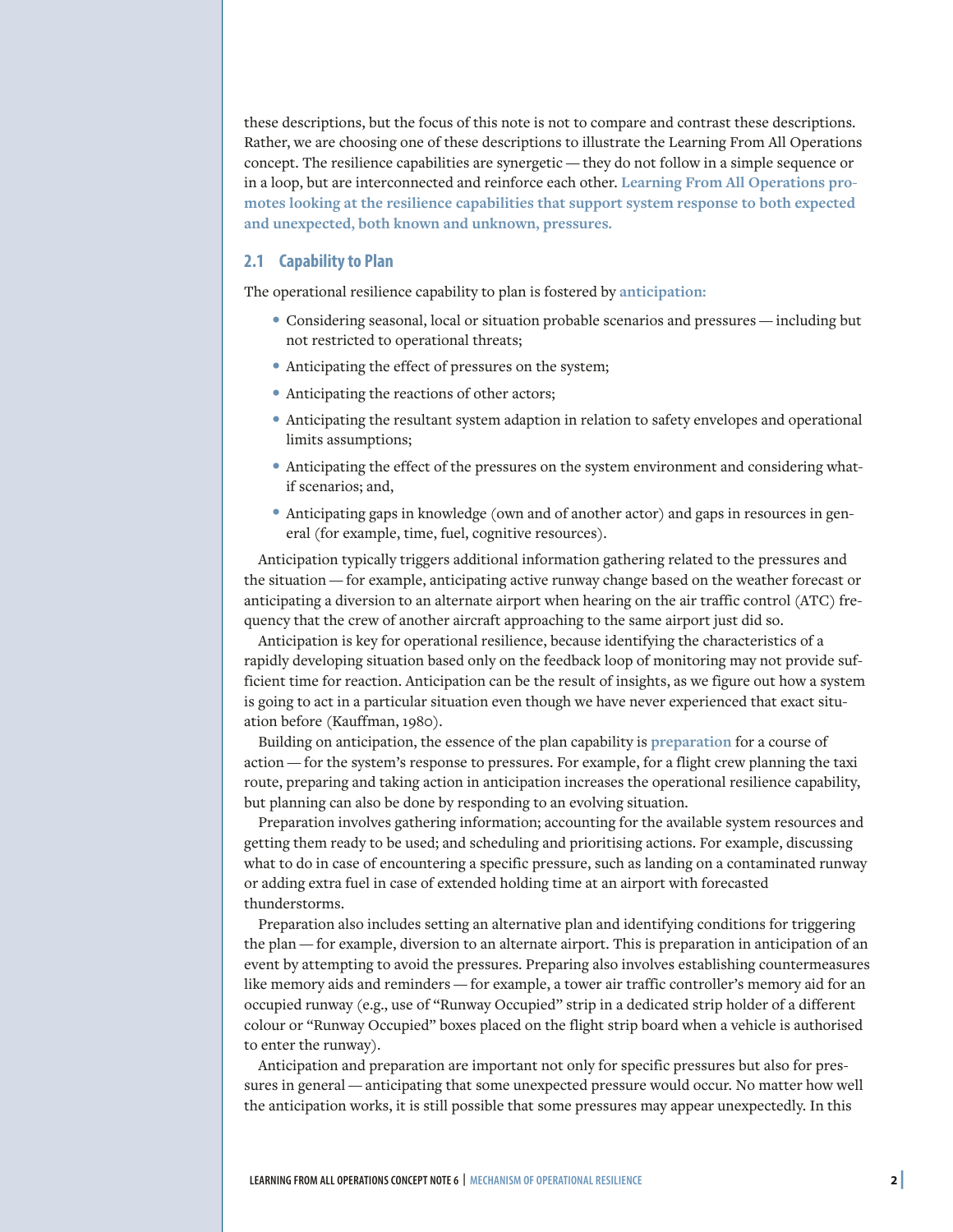these descriptions, but the focus of this note is not to compare and contrast these descriptions. Rather, we are choosing one of these descriptions to illustrate the Learning From All Operations concept. The resilience capabilities are synergetic — they do not follow in a simple sequence or in a loop, but are interconnected and reinforce each other. **Learning From All Operations promotes looking at the resilience capabilities that support system response to both expected and unexpected, both known and unknown, pressures.**

## 2.1 Capability to Plan

The operational resilience capability to plan is fostered by **anticipation:**

- Considering seasonal, local or situation probable scenarios and pressures — including but not restricted to operational threats;
- Anticipating the effect of pressures on the system;
- Anticipating the reactions of other actors;
- Anticipating the resultant system adaption in relation to safety envelopes and operational limits assumptions;
- Anticipating the effect of the pressures on the system environment and considering what-if scenarios; and,
- Anticipating gaps in knowledge (own and of another actor) and gaps in resources in general (for example, time, fuel, cognitive resources).

Anticipation typically triggers additional information gathering related to the pressures and the situation — for example, anticipating active runway change based on the weather forecast or anticipating a diversion to an alternate airport when hearing on the air traffic control (ATC) frequency that the crew of another aircraft approaching to the same airport just did so.

Anticipation is key for operational resilience, because identifying the characteristics of a rapidly developing situation based only on the feedback loop of monitoring may not provide sufficient time for reaction. Anticipation can be the result of insights, as we figure out how a system is going to act in a particular situation even though we have never experienced that exact situation before (Kauffman, 1980).

Building on anticipation, the essence of the plan capability is **preparation** for a course of action — for the system's response to pressures. For example, for a flight crew planning the taxi route, preparing and taking action in anticipation increases the operational resilience capability, but planning can also be done by responding to an evolving situation.

Preparation involves gathering information; accounting for the available system resources and getting them ready to be used; and scheduling and prioritising actions. For example, discussing what to do in case of encountering a specific pressure, such as landing on a contaminated runway or adding extra fuel in case of extended holding time at an airport with forecasted thunderstorms.

Preparation also includes setting an alternative plan and identifying conditions for triggering the plan — for example, diversion to an alternate airport. This is preparation in anticipation of an event by attempting to avoid the pressures. Preparing also involves establishing countermeasures like memory aids and reminders — for example, a tower air traffic controller's memory aid for an occupied runway (e.g., use of "Runway Occupied" strip in a dedicated strip holder of a different colour or "Runway Occupied" boxes placed on the flight strip board when a vehicle is authorised to enter the runway).

Anticipation and preparation are important not only for specific pressures but also for pressures in general — anticipating that some unexpected pressure would occur. No matter how well the anticipation works, it is still possible that some pressures may appear unexpectedly. In this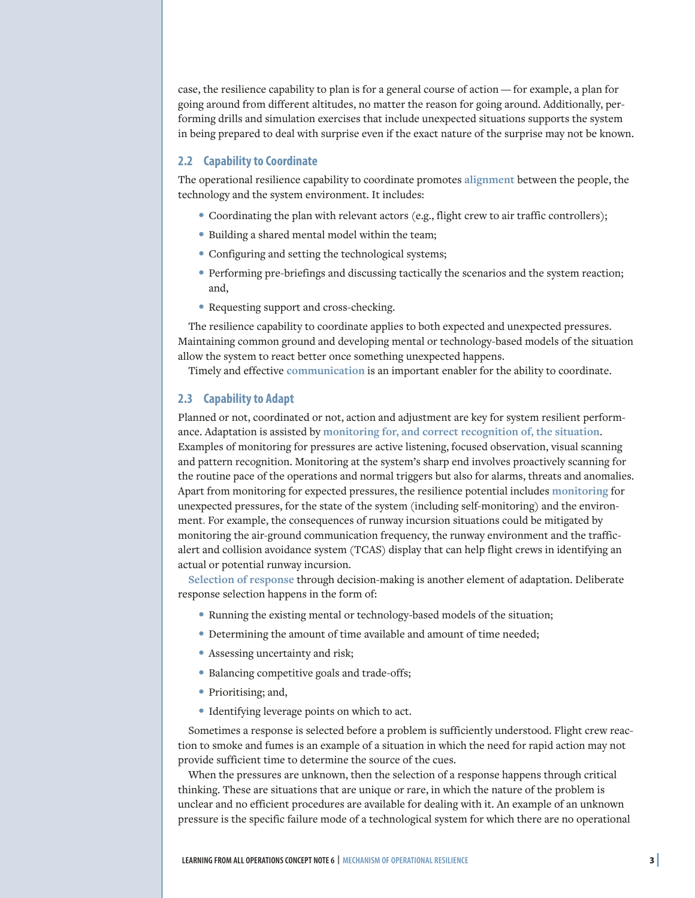case, the resilience capability to plan is for a general course of action — for example, a plan for going around from different altitudes, no matter the reason for going around. Additionally, performing drills and simulation exercises that include unexpected situations supports the system in being prepared to deal with surprise even if the exact nature of the surprise may not be known.

### 2.2 Capability to Coordinate

The operational resilience capability to coordinate promotes **alignment** between the people, the technology and the system environment. It includes:

- Coordinating the plan with relevant actors (e.g., flight crew to air traffic controllers);
- Building a shared mental model within the team;
- Configuring and setting the technological systems;
- Performing pre-briefings and discussing tactically the scenarios and the system reaction; and,
- Requesting support and cross-checking.

The resilience capability to coordinate applies to both expected and unexpected pressures. Maintaining common ground and developing mental or technology-based models of the situation allow the system to react better once something unexpected happens.

Timely and effective **communication** is an important enabler for the ability to coordinate.

### 2.3 Capability to Adapt

Planned or not, coordinated or not, action and adjustment are key for system resilient performance. Adaptation is assisted by **monitoring for, and correct recognition of, the situation**. Examples of monitoring for pressures are active listening, focused observation, visual scanning and pattern recognition. Monitoring at the system's sharp end involves proactively scanning for the routine pace of the operations and normal triggers but also for alarms, threats and anomalies. Apart from monitoring for expected pressures, the resilience potential includes **monitoring** for unexpected pressures, for the state of the system (including self-monitoring) and the environment. For example, the consequences of runway incursion situations could be mitigated by monitoring the air-ground communication frequency, the runway environment and the traffic-alert and collision avoidance system (TCAS) display that can help flight crews in identifying an actual or potential runway incursion.

**Selection of response** through decision-making is another element of adaptation. Deliberate response selection happens in the form of:

- Running the existing mental or technology-based models of the situation;
- Determining the amount of time available and amount of time needed;
- Assessing uncertainty and risk;
- Balancing competitive goals and trade-offs;
- Prioritising; and,
- Identifying leverage points on which to act.

Sometimes a response is selected before a problem is sufficiently understood. Flight crew reaction to smoke and fumes is an example of a situation in which the need for rapid action may not provide sufficient time to determine the source of the cues.

When the pressures are unknown, then the selection of a response happens through critical thinking. These are situations that are unique or rare, in which the nature of the problem is unclear and no efficient procedures are available for dealing with it. An example of an unknown pressure is the specific failure mode of a technological system for which there are no operational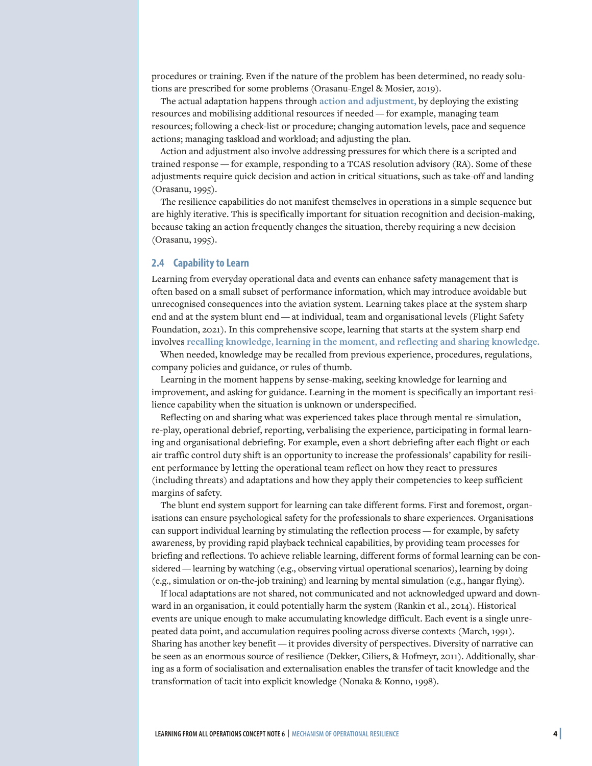procedures or training. Even if the nature of the problem has been determined, no ready solutions are prescribed for some problems (Orasanu-Engel & Mosier, 2019).

The actual adaptation happens through **action and adjustment,** by deploying the existing resources and mobilising additional resources if needed — for example, managing team resources; following a check-list or procedure; changing automation levels, pace and sequence actions; managing taskload and workload; and adjusting the plan.

Action and adjustment also involve addressing pressures for which there is a scripted and trained response — for example, responding to a TCAS resolution advisory (RA). Some of these adjustments require quick decision and action in critical situations, such as take-off and landing (Orasanu, 1995).

The resilience capabilities do not manifest themselves in operations in a simple sequence but are highly iterative. This is specifically important for situation recognition and decision-making, because taking an action frequently changes the situation, thereby requiring a new decision (Orasanu, 1995).

## 2.4 Capability to Learn

Learning from everyday operational data and events can enhance safety management that is often based on a small subset of performance information, which may introduce avoidable but unrecognised consequences into the aviation system. Learning takes place at the system sharp end and at the system blunt end — at individual, team and organisational levels (Flight Safety Foundation, 2021). In this comprehensive scope, learning that starts at the system sharp end involves **recalling knowledge, learning in the moment, and reflecting and sharing knowledge.**

When needed, knowledge may be recalled from previous experience, procedures, regulations, company policies and guidance, or rules of thumb.

Learning in the moment happens by sense-making, seeking knowledge for learning and improvement, and asking for guidance. Learning in the moment is specifically an important resilience capability when the situation is unknown or underspecified.

Reflecting on and sharing what was experienced takes place through mental re-simulation, re-play, operational debrief, reporting, verbalising the experience, participating in formal learning and organisational debriefing. For example, even a short debriefing after each flight or each air traffic control duty shift is an opportunity to increase the professionals' capability for resilient performance by letting the operational team reflect on how they react to pressures (including threats) and adaptations and how they apply their competencies to keep sufficient margins of safety.

The blunt end system support for learning can take different forms. First and foremost, organisations can ensure psychological safety for the professionals to share experiences. Organisations can support individual learning by stimulating the reflection process — for example, by safety awareness, by providing rapid playback technical capabilities, by providing team processes for briefing and reflections. To achieve reliable learning, different forms of formal learning can be considered — learning by watching (e.g., observing virtual operational scenarios), learning by doing (e.g., simulation or on-the-job training) and learning by mental simulation (e.g., hangar flying).

If local adaptations are not shared, not communicated and not acknowledged upward and downward in an organisation, it could potentially harm the system (Rankin et al., 2014). Historical events are unique enough to make accumulating knowledge difficult. Each event is a single unrepeated data point, and accumulation requires pooling across diverse contexts (March, 1991). Sharing has another key benefit — it provides diversity of perspectives. Diversity of narrative can be seen as an enormous source of resilience (Dekker, Ciliers, & Hofmeyr, 2011). Additionally, sharing as a form of socialisation and externalisation enables the transfer of tacit knowledge and the transformation of tacit into explicit knowledge (Nonaka & Konno, 1998).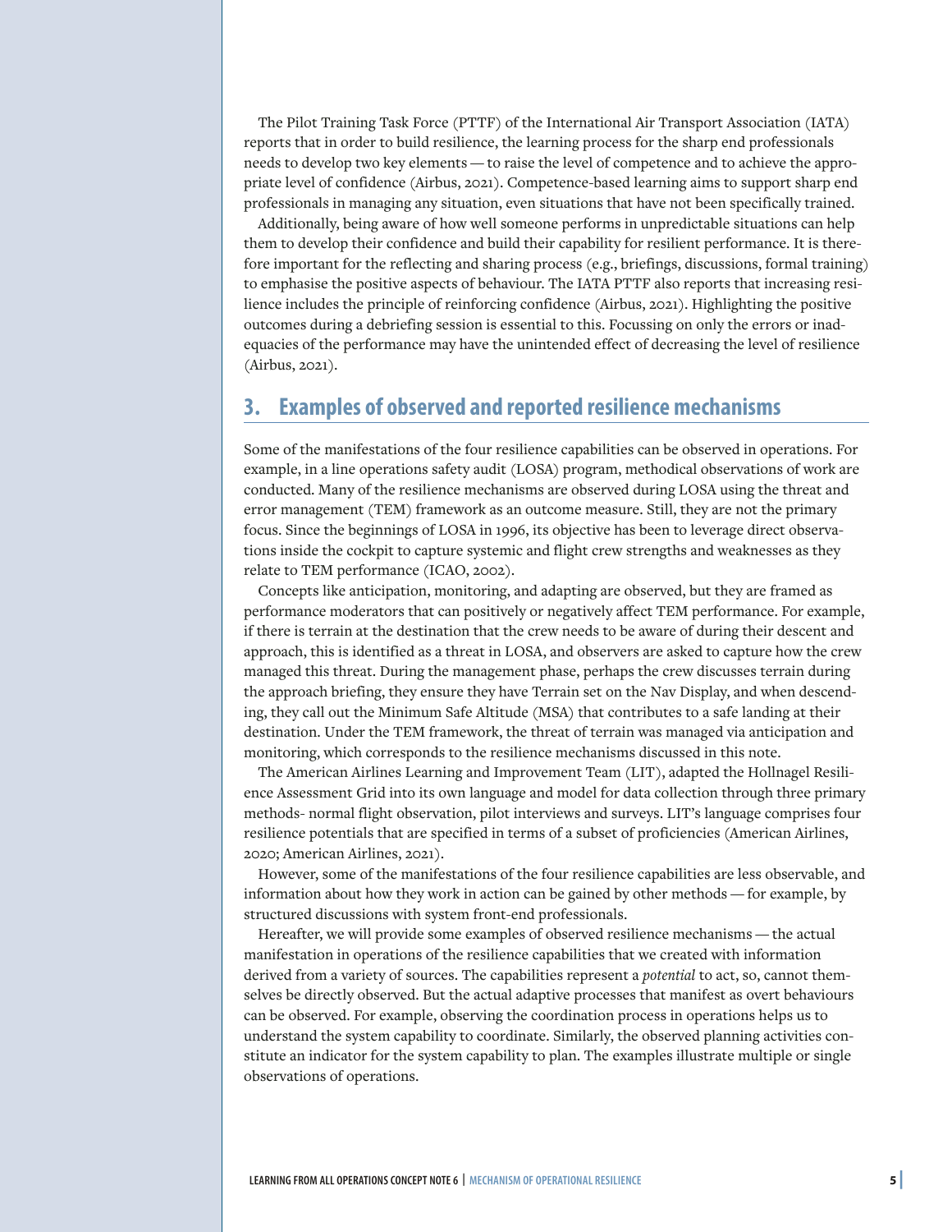The Pilot Training Task Force (PTTF) of the International Air Transport Association (IATA) reports that in order to build resilience, the learning process for the sharp end professionals needs to develop two key elements — to raise the level of competence and to achieve the appropriate level of confidence (Airbus, 2021). Competence-based learning aims to support sharp end professionals in managing any situation, even situations that have not been specifically trained.

Additionally, being aware of how well someone performs in unpredictable situations can help them to develop their confidence and build their capability for resilient performance. It is therefore important for the reflecting and sharing process (e.g., briefings, discussions, formal training) to emphasise the positive aspects of behaviour. The IATA PTTF also reports that increasing resilience includes the principle of reinforcing confidence (Airbus, 2021). Highlighting the positive outcomes during a debriefing session is essential to this. Focussing on only the errors or inadequacies of the performance may have the unintended effect of decreasing the level of resilience (Airbus, 2021).

## 3. Examples of observed and reported resilience mechanisms

Some of the manifestations of the four resilience capabilities can be observed in operations. For example, in a line operations safety audit (LOSA) program, methodical observations of work are conducted. Many of the resilience mechanisms are observed during LOSA using the threat and error management (TEM) framework as an outcome measure. Still, they are not the primary focus. Since the beginnings of LOSA in 1996, its objective has been to leverage direct observations inside the cockpit to capture systemic and flight crew strengths and weaknesses as they relate to TEM performance (ICAO, 2002).

Concepts like anticipation, monitoring, and adapting are observed, but they are framed as performance moderators that can positively or negatively affect TEM performance. For example, if there is terrain at the destination that the crew needs to be aware of during their descent and approach, this is identified as a threat in LOSA, and observers are asked to capture how the crew managed this threat. During the management phase, perhaps the crew discusses terrain during the approach briefing, they ensure they have Terrain set on the Nav Display, and when descending, they call out the Minimum Safe Altitude (MSA) that contributes to a safe landing at their destination. Under the TEM framework, the threat of terrain was managed via anticipation and monitoring, which corresponds to the resilience mechanisms discussed in this note.

The American Airlines Learning and Improvement Team (LIT), adapted the Hollnagel Resilience Assessment Grid into its own language and model for data collection through three primary methods- normal flight observation, pilot interviews and surveys. LIT's language comprises four resilience potentials that are specified in terms of a subset of proficiencies (American Airlines, 2020; American Airlines, 2021).

However, some of the manifestations of the four resilience capabilities are less observable, and information about how they work in action can be gained by other methods — for example, by structured discussions with system front-end professionals.

Hereafter, we will provide some examples of observed resilience mechanisms — the actual manifestation in operations of the resilience capabilities that we created with information derived from a variety of sources. The capabilities represent a *potential* to act, so, cannot themselves be directly observed. But the actual adaptive processes that manifest as overt behaviours can be observed. For example, observing the coordination process in operations helps us to understand the system capability to coordinate. Similarly, the observed planning activities constitute an indicator for the system capability to plan. The examples illustrate multiple or single observations of operations.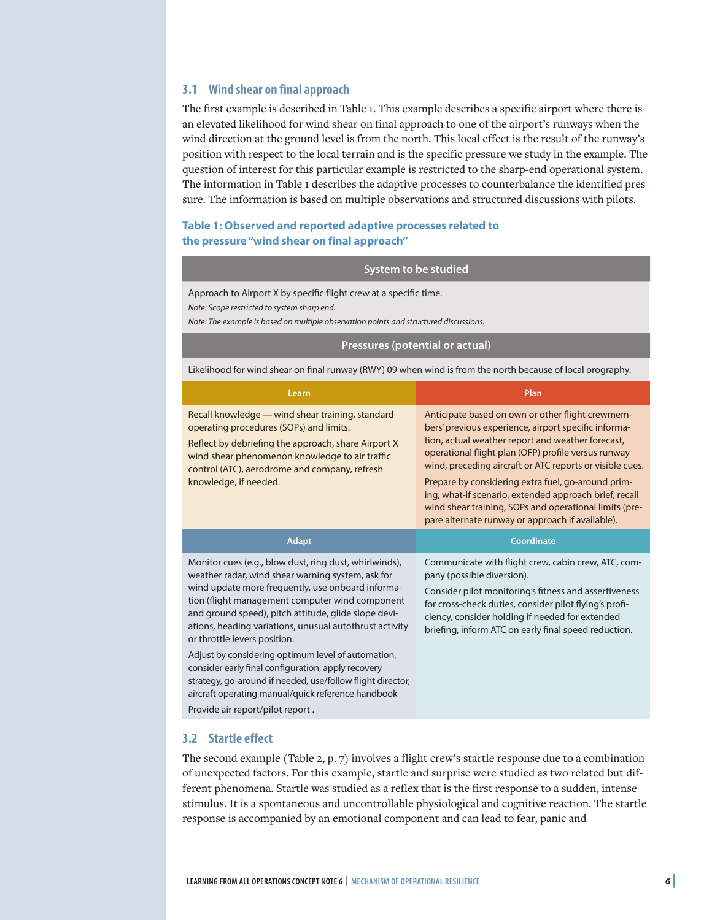### 3.1 Wind shear on final approach

The first example is described in Table 1. This example describes a specific airport where there is an elevated likelihood for wind shear on final approach to one of the airport's runways when the wind direction at the ground level is from the north. This local effect is the result of the runway's position with respect to the local terrain and is the specific pressure we study in the example. The question of interest for this particular example is restricted to the sharp-end operational system. The information in Table 1 describes the adaptive processes to counterbalance the identified pressure. The information is based on multiple observations and structured discussions with pilots.

**Table 1: Observed and reported adaptive processes related to the pressure "wind shear on final approach"**

| System to be studied | |
|---|---|
| Approach to Airport X by specific flight crew at a specific time.<br>*Note: Scope restricted to system sharp end.*<br>*Note: The example is based on multiple observation points and structured discussions.* | |
| **Pressures (potential or actual)** | |
| Likelihood for wind shear on final runway (RWY) 09 when wind is from the north because of local orography. | |
| **Learn** | **Plan** |
| Recall knowledge — wind shear training, standard operating procedures (SOPs) and limits.<br>Reflect by debriefing the approach, share Airport X wind shear phenomenon knowledge to air traffic control (ATC), aerodrome and company, refresh knowledge, if needed. | Anticipate based on own or other flight crewmembers' previous experience, airport specific information, actual weather report and weather forecast, operational flight plan (OFP) profile versus runway wind, preceding aircraft or ATC reports or visible cues.<br>Prepare by considering extra fuel, go-around priming, what-if scenario, extended approach brief, recall wind shear training, SOPs and operational limits (prepare alternate runway or approach if available). |
| **Adapt** | **Coordinate** |
| Monitor cues (e.g., blow dust, ring dust, whirlwinds), weather radar, wind shear warning system, ask for wind update more frequently, use onboard information (flight management computer wind component and ground speed), pitch attitude, glide slope deviations, heading variations, unusual autothrust activity or throttle levers position.<br>Adjust by considering optimum level of automation, consider early final configuration, apply recovery strategy, go-around if needed, use/follow flight director, aircraft operating manual/quick reference handbook<br>Provide air report/pilot report . | Communicate with flight crew, cabin crew, ATC, company (possible diversion).<br>Consider pilot monitoring's fitness and assertiveness for cross-check duties, consider pilot flying's proficiency, consider holding if needed for extended briefing, inform ATC on early final speed reduction. |

### 3.2 Startle effect

The second example (Table 2, p. 7) involves a flight crew's startle response due to a combination of unexpected factors. For this example, startle and surprise were studied as two related but different phenomena. Startle was studied as a reflex that is the first response to a sudden, intense stimulus. It is a spontaneous and uncontrollable physiological and cognitive reaction. The startle response is accompanied by an emotional component and can lead to fear, panic and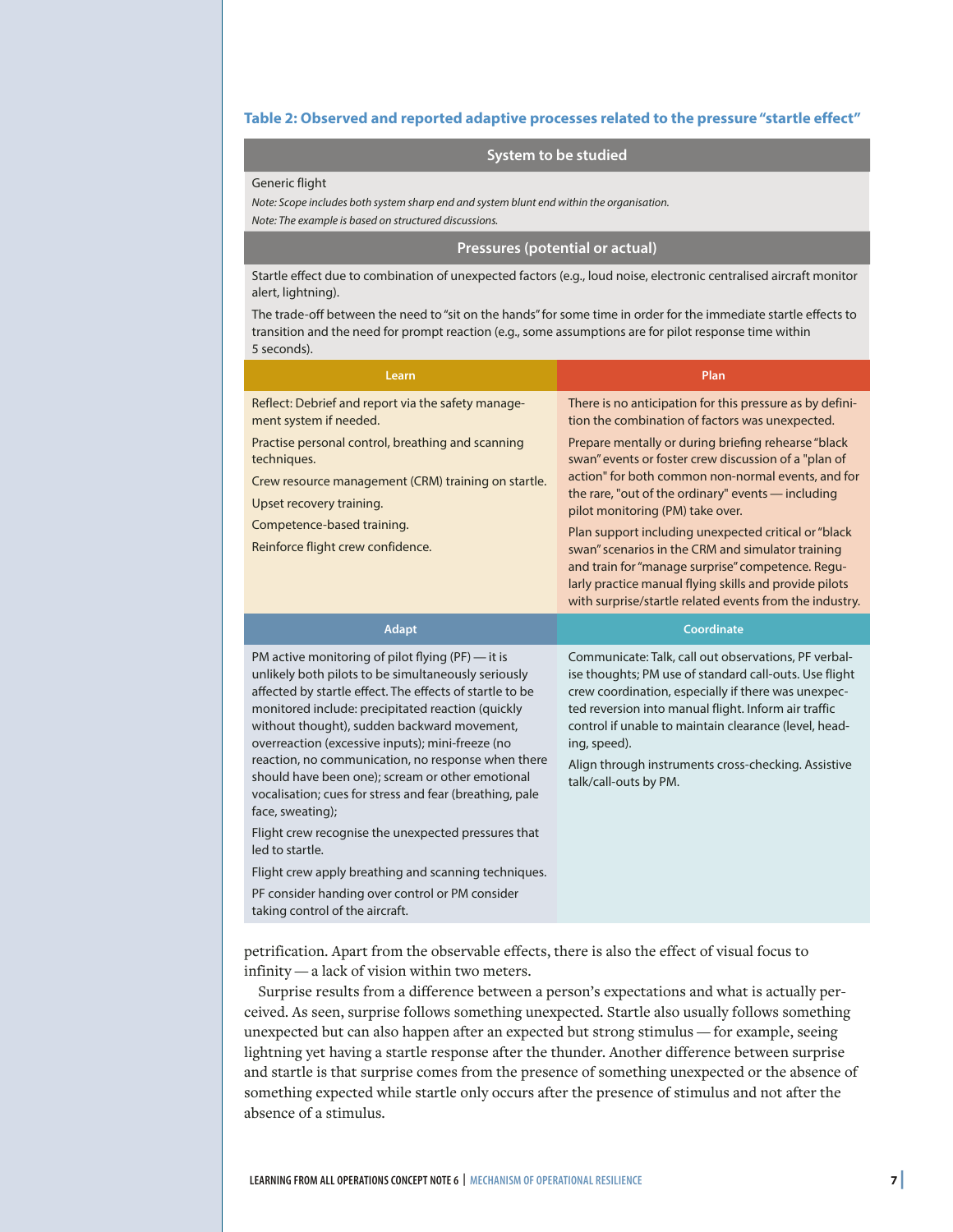**Table 2: Observed and reported adaptive processes related to the pressure "startle effect"**

| System to be studied | |
|---|---|
| Generic flight<br>*Note: Scope includes both system sharp end and system blunt end within the organisation.*<br>*Note: The example is based on structured discussions.* | |
| **Pressures (potential or actual)** | |
| Startle effect due to combination of unexpected factors (e.g., loud noise, electronic centralised aircraft monitor alert, lightning).<br>The trade-off between the need to "sit on the hands" for some time in order for the immediate startle effects to transition and the need for prompt reaction (e.g., some assumptions are for pilot response time within 5 seconds). | |
| **Learn** | **Plan** |
| Reflect: Debrief and report via the safety management system if needed.<br>Practise personal control, breathing and scanning techniques.<br>Crew resource management (CRM) training on startle.<br>Upset recovery training.<br>Competence-based training.<br>Reinforce flight crew confidence. | There is no anticipation for this pressure as by definition the combination of factors was unexpected.<br>Prepare mentally or during briefing rehearse "black swan" events or foster crew discussion of a "plan of action" for both common non-normal events, and for the rare, "out of the ordinary" events — including pilot monitoring (PM) take over.<br>Plan support including unexpected critical or "black swan" scenarios in the CRM and simulator training and train for "manage surprise" competence. Regularly practice manual flying skills and provide pilots with surprise/startle related events from the industry. |
| **Adapt** | **Coordinate** |
| PM active monitoring of pilot flying (PF) — it is unlikely both pilots to be simultaneously seriously affected by startle effect. The effects of startle to be monitored include: precipitated reaction (quickly without thought), sudden backward movement, overreaction (excessive inputs); mini-freeze (no reaction, no communication, no response when there should have been one); scream or other emotional vocalisation; cues for stress and fear (breathing, pale face, sweating);<br>Flight crew recognise the unexpected pressures that led to startle.<br>Flight crew apply breathing and scanning techniques.<br>PF consider handing over control or PM consider taking control of the aircraft. | Communicate: Talk, call out observations, PF verbalise thoughts; PM use of standard call-outs. Use flight crew coordination, especially if there was unexpected reversion into manual flight. Inform air traffic control if unable to maintain clearance (level, heading, speed).<br>Align through instruments cross-checking. Assistive talk/call-outs by PM. |

petrification. Apart from the observable effects, there is also the effect of visual focus to infinity — a lack of vision within two meters.

Surprise results from a difference between a person's expectations and what is actually perceived. As seen, surprise follows something unexpected. Startle also usually follows something unexpected but can also happen after an expected but strong stimulus — for example, seeing lightning yet having a startle response after the thunder. Another difference between surprise and startle is that surprise comes from the presence of something unexpected or the absence of something expected while startle only occurs after the presence of stimulus and not after the absence of a stimulus.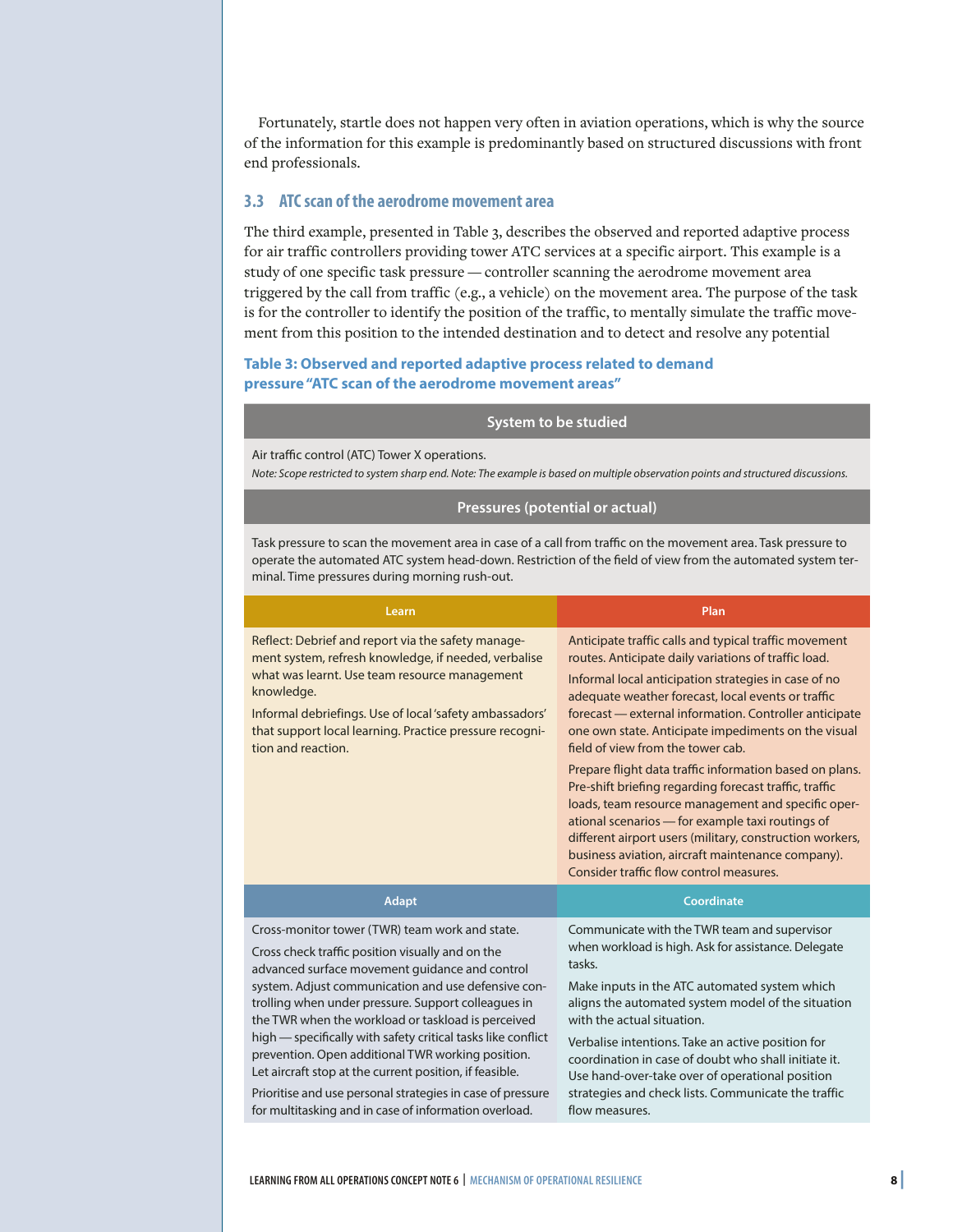Fortunately, startle does not happen very often in aviation operations, which is why the source of the information for this example is predominantly based on structured discussions with front end professionals.

### 3.3 ATC scan of the aerodrome movement area

The third example, presented in Table 3, describes the observed and reported adaptive process for air traffic controllers providing tower ATC services at a specific airport. This example is a study of one specific task pressure — controller scanning the aerodrome movement area triggered by the call from traffic (e.g., a vehicle) on the movement area. The purpose of the task is for the controller to identify the position of the traffic, to mentally simulate the traffic movement from this position to the intended destination and to detect and resolve any potential

**Table 3: Observed and reported adaptive process related to demand pressure "ATC scan of the aerodrome movement areas"**

| System to be studied | |
|---|---|
| Air traffic control (ATC) Tower X operations.<br>*Note: Scope restricted to system sharp end. Note: The example is based on multiple observation points and structured discussions.* | |
| **Pressures (potential or actual)** | |
| Task pressure to scan the movement area in case of a call from traffic on the movement area. Task pressure to operate the automated ATC system head-down. Restriction of the field of view from the automated system terminal. Time pressures during morning rush-out. | |
| **Learn** | **Plan** |
| Reflect: Debrief and report via the safety management system, refresh knowledge, if needed, verbalise what was learnt. Use team resource management knowledge.<br><br>Informal debriefings. Use of local 'safety ambassadors' that support local learning. Practice pressure recognition and reaction. | Anticipate traffic calls and typical traffic movement routes. Anticipate daily variations of traffic load.<br><br>Informal local anticipation strategies in case of no adequate weather forecast, local events or traffic forecast — external information. Controller anticipate one own state. Anticipate impediments on the visual field of view from the tower cab.<br><br>Prepare flight data traffic information based on plans. Pre-shift briefing regarding forecast traffic, traffic loads, team resource management and specific operational scenarios — for example taxi routings of different airport users (military, construction workers, business aviation, aircraft maintenance company). Consider traffic flow control measures. |
| **Adapt** | **Coordinate** |
| Cross-monitor tower (TWR) team work and state.<br><br>Cross check traffic position visually and on the advanced surface movement guidance and control system. Adjust communication and use defensive controlling when under pressure. Support colleagues in the TWR when the workload or taskload is perceived high — specifically with safety critical tasks like conflict prevention. Open additional TWR working position. Let aircraft stop at the current position, if feasible.<br><br>Prioritise and use personal strategies in case of pressure for multitasking and in case of information overload. | Communicate with the TWR team and supervisor when workload is high. Ask for assistance. Delegate tasks.<br><br>Make inputs in the ATC automated system which aligns the automated system model of the situation with the actual situation.<br><br>Verbalise intentions. Take an active position for coordination in case of doubt who shall initiate it. Use hand-over-take over of operational position strategies and check lists. Communicate the traffic flow measures. |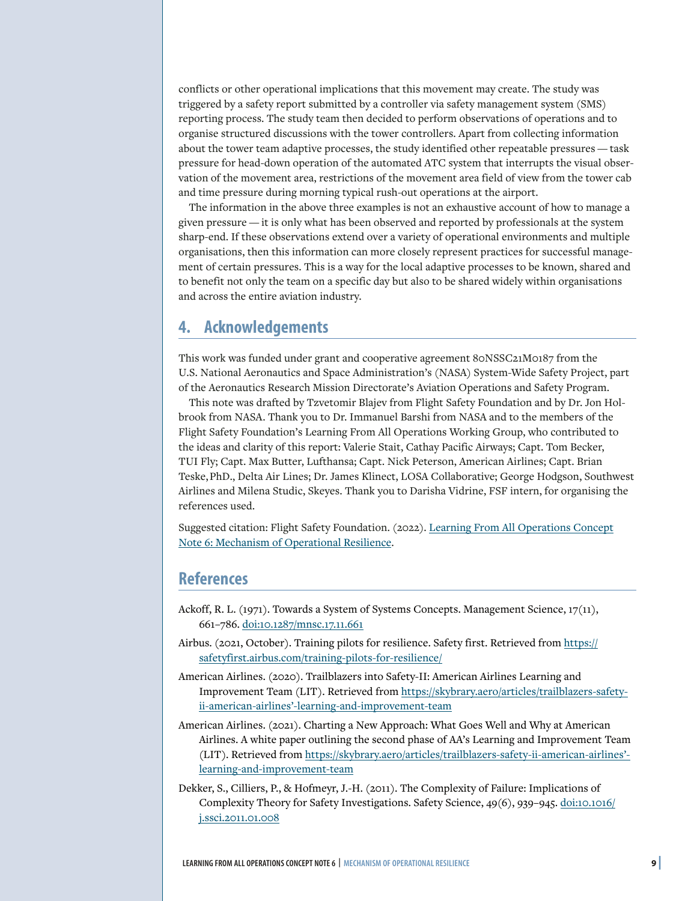conflicts or other operational implications that this movement may create. The study was triggered by a safety report submitted by a controller via safety management system (SMS) reporting process. The study team then decided to perform observations of operations and to organise structured discussions with the tower controllers. Apart from collecting information about the tower team adaptive processes, the study identified other repeatable pressures — task pressure for head-down operation of the automated ATC system that interrupts the visual observation of the movement area, restrictions of the movement area field of view from the tower cab and time pressure during morning typical rush-out operations at the airport.

The information in the above three examples is not an exhaustive account of how to manage a given pressure — it is only what has been observed and reported by professionals at the system sharp-end. If these observations extend over a variety of operational environments and multiple organisations, then this information can more closely represent practices for successful management of certain pressures. This is a way for the local adaptive processes to be known, shared and to benefit not only the team on a specific day but also to be shared widely within organisations and across the entire aviation industry.

## 4. Acknowledgements

This work was funded under grant and cooperative agreement 80NSSC21M0187 from the U.S. National Aeronautics and Space Administration's (NASA) System-Wide Safety Project, part of the Aeronautics Research Mission Directorate's Aviation Operations and Safety Program.

This note was drafted by Tzvetomir Blajev from Flight Safety Foundation and by Dr. Jon Holbrook from NASA. Thank you to Dr. Immanuel Barshi from NASA and to the members of the Flight Safety Foundation's Learning From All Operations Working Group, who contributed to the ideas and clarity of this report: Valerie Stait, Cathay Pacific Airways; Capt. Tom Becker, TUI Fly; Capt. Max Butter, Lufthansa; Capt. Nick Peterson, American Airlines; Capt. Brian Teske, PhD., Delta Air Lines; Dr. James Klinect, LOSA Collaborative; George Hodgson, Southwest Airlines and Milena Studic, Skeyes. Thank you to Darisha Vidrine, FSF intern, for organising the references used.

Suggested citation: Flight Safety Foundation. (2022). Learning From All Operations Concept Note 6: Mechanism of Operational Resilience.

## References

Ackoff, R. L. (1971). Towards a System of Systems Concepts. Management Science, 17(11), 661–786. doi:10.1287/mnsc.17.11.661

Airbus. (2021, October). Training pilots for resilience. Safety first. Retrieved from https://safetyfirst.airbus.com/training-pilots-for-resilience/

American Airlines. (2020). Trailblazers into Safety-II: American Airlines Learning and Improvement Team (LIT). Retrieved from https://skybrary.aero/articles/trailblazers-safety-ii-american-airlines'-learning-and-improvement-team

American Airlines. (2021). Charting a New Approach: What Goes Well and Why at American Airlines. A white paper outlining the second phase of AA's Learning and Improvement Team (LIT). Retrieved from https://skybrary.aero/articles/trailblazers-safety-ii-american-airlines'-learning-and-improvement-team

Dekker, S., Cilliers, P., & Hofmeyr, J.-H. (2011). The Complexity of Failure: Implications of Complexity Theory for Safety Investigations. Safety Science, 49(6), 939–945. doi:10.1016/j.ssci.2011.01.008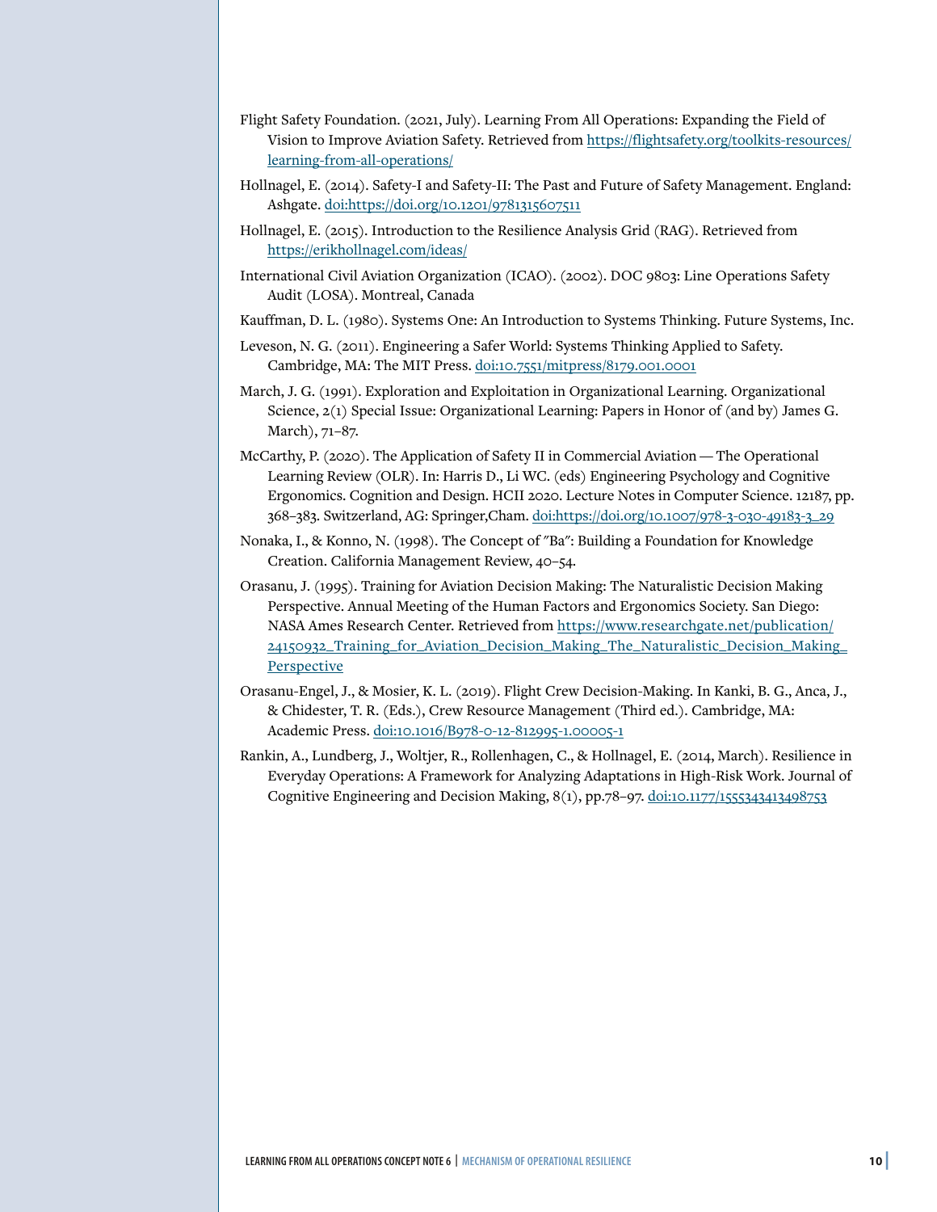Flight Safety Foundation. (2021, July). Learning From All Operations: Expanding the Field of Vision to Improve Aviation Safety. Retrieved from https://flightsafety.org/toolkits-resources/learning-from-all-operations/

Hollnagel, E. (2014). Safety-I and Safety-II: The Past and Future of Safety Management. England: Ashgate. doi:https://doi.org/10.1201/9781315607511

Hollnagel, E. (2015). Introduction to the Resilience Analysis Grid (RAG). Retrieved from https://erikhollnagel.com/ideas/

International Civil Aviation Organization (ICAO). (2002). DOC 9803: Line Operations Safety Audit (LOSA). Montreal, Canada

Kauffman, D. L. (1980). Systems One: An Introduction to Systems Thinking. Future Systems, Inc.

Leveson, N. G. (2011). Engineering a Safer World: Systems Thinking Applied to Safety. Cambridge, MA: The MIT Press. doi:10.7551/mitpress/8179.001.0001

March, J. G. (1991). Exploration and Exploitation in Organizational Learning. Organizational Science, 2(1) Special Issue: Organizational Learning: Papers in Honor of (and by) James G. March), 71–87.

McCarthy, P. (2020). The Application of Safety II in Commercial Aviation — The Operational Learning Review (OLR). In: Harris D., Li WC. (eds) Engineering Psychology and Cognitive Ergonomics. Cognition and Design. HCII 2020. Lecture Notes in Computer Science. 12187, pp. 368–383. Switzerland, AG: Springer,Cham. doi:https://doi.org/10.1007/978-3-030-49183-3_29

Nonaka, I., & Konno, N. (1998). The Concept of "Ba": Building a Foundation for Knowledge Creation. California Management Review, 40–54.

Orasanu, J. (1995). Training for Aviation Decision Making: The Naturalistic Decision Making Perspective. Annual Meeting of the Human Factors and Ergonomics Society. San Diego: NASA Ames Research Center. Retrieved from https://www.researchgate.net/publication/24150932_Training_for_Aviation_Decision_Making_The_Naturalistic_Decision_Making_Perspective

Orasanu-Engel, J., & Mosier, K. L. (2019). Flight Crew Decision-Making. In Kanki, B. G., Anca, J., & Chidester, T. R. (Eds.), Crew Resource Management (Third ed.). Cambridge, MA: Academic Press. doi:10.1016/B978-0-12-812995-1.00005-1

Rankin, A., Lundberg, J., Woltjer, R., Rollenhagen, C., & Hollnagel, E. (2014, March). Resilience in Everyday Operations: A Framework for Analyzing Adaptations in High-Risk Work. Journal of Cognitive Engineering and Decision Making, 8(1), pp.78–97. doi:10.1177/1555343413498753